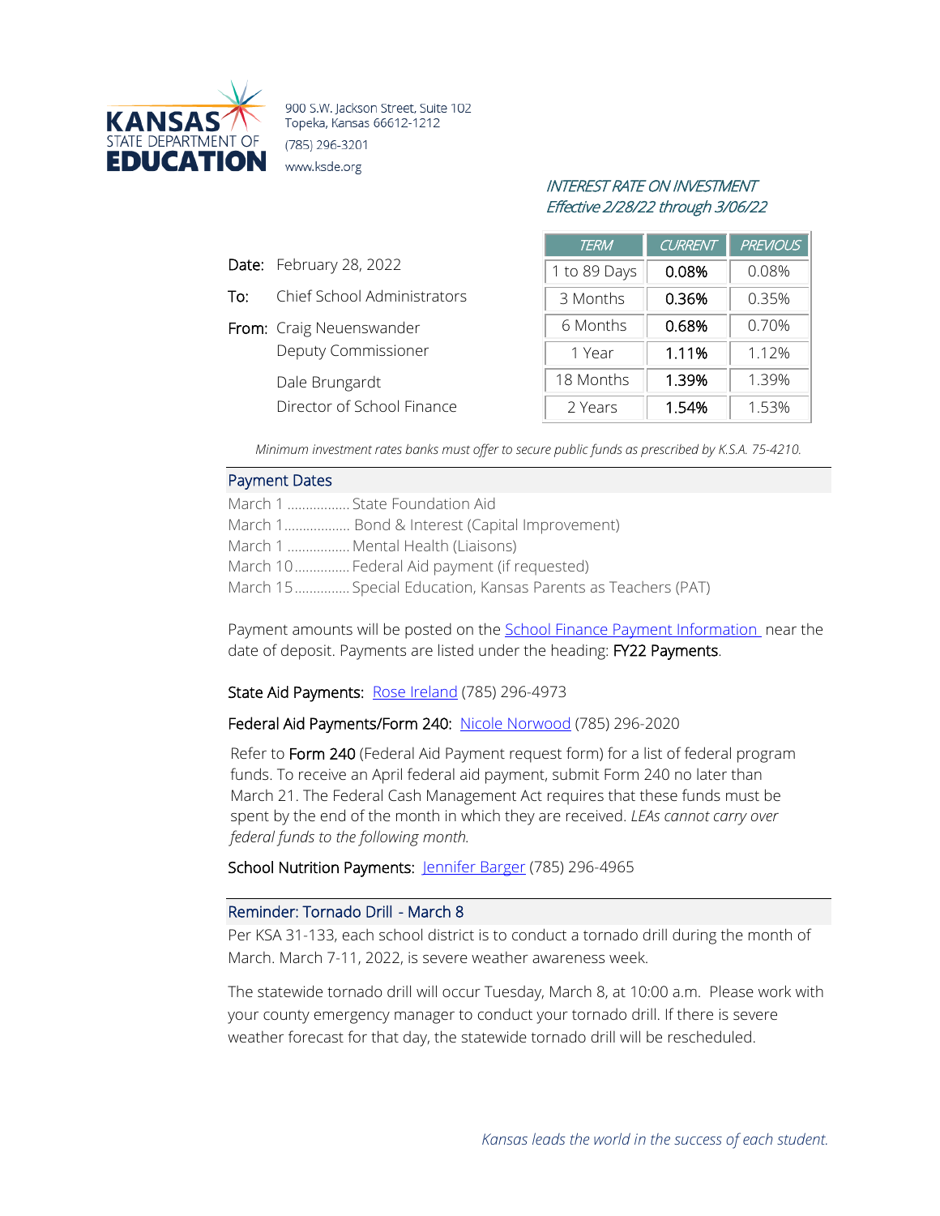**KANSAS STATE DEPARTMENT OF EDUCATION**

900 S.W. Jackson Street, Suite 102
Topeka, Kansas 66612-1212
(785) 296-3201
www.ksde.org

*INTEREST RATE ON INVESTMENT*
*Effective 2/28/22 through 3/06/22*

| *TERM* | *CURRENT* | *PREVIOUS* |
|---|---|---|
| 1 to 89 Days | 0.08% | 0.08% |
| 3 Months | 0.36% | 0.35% |
| 6 Months | 0.68% | 0.70% |
| 1 Year | 1.11% | 1.12% |
| 18 Months | 1.39% | 1.39% |
| 2 Years | 1.54% | 1.53% |

*Minimum investment rates banks must offer to secure public funds as prescribed by K.S.A. 75-4210.*

**Date:** February 28, 2022

**To:** Chief School Administrators

**From:** Craig Neuenswander
Deputy Commissioner

Dale Brungardt
Director of School Finance

## Payment Dates

March 1 ................. State Foundation Aid
March 1.................. Bond & Interest (Capital Improvement)
March 1 ................. Mental Health (Liaisons)
March 10............... Federal Aid payment (if requested)
March 15............... Special Education, Kansas Parents as Teachers (PAT)

Payment amounts will be posted on the School Finance Payment Information near the date of deposit. Payments are listed under the heading: **FY22 Payments**.

**State Aid Payments:** Rose Ireland (785) 296-4973

**Federal Aid Payments/Form 240:** Nicole Norwood (785) 296-2020

Refer to **Form 240** (Federal Aid Payment request form) for a list of federal program funds. To receive an April federal aid payment, submit Form 240 no later than March 21. The Federal Cash Management Act requires that these funds must be spent by the end of the month in which they are received. *LEAs cannot carry over federal funds to the following month.*

**School Nutrition Payments:** Jennifer Barger (785) 296-4965

## Reminder: Tornado Drill - March 8

Per KSA 31-133, each school district is to conduct a tornado drill during the month of March. March 7-11, 2022, is severe weather awareness week.

The statewide tornado drill will occur Tuesday, March 8, at 10:00 a.m. Please work with your county emergency manager to conduct your tornado drill. If there is severe weather forecast for that day, the statewide tornado drill will be rescheduled.

*Kansas leads the world in the success of each student.*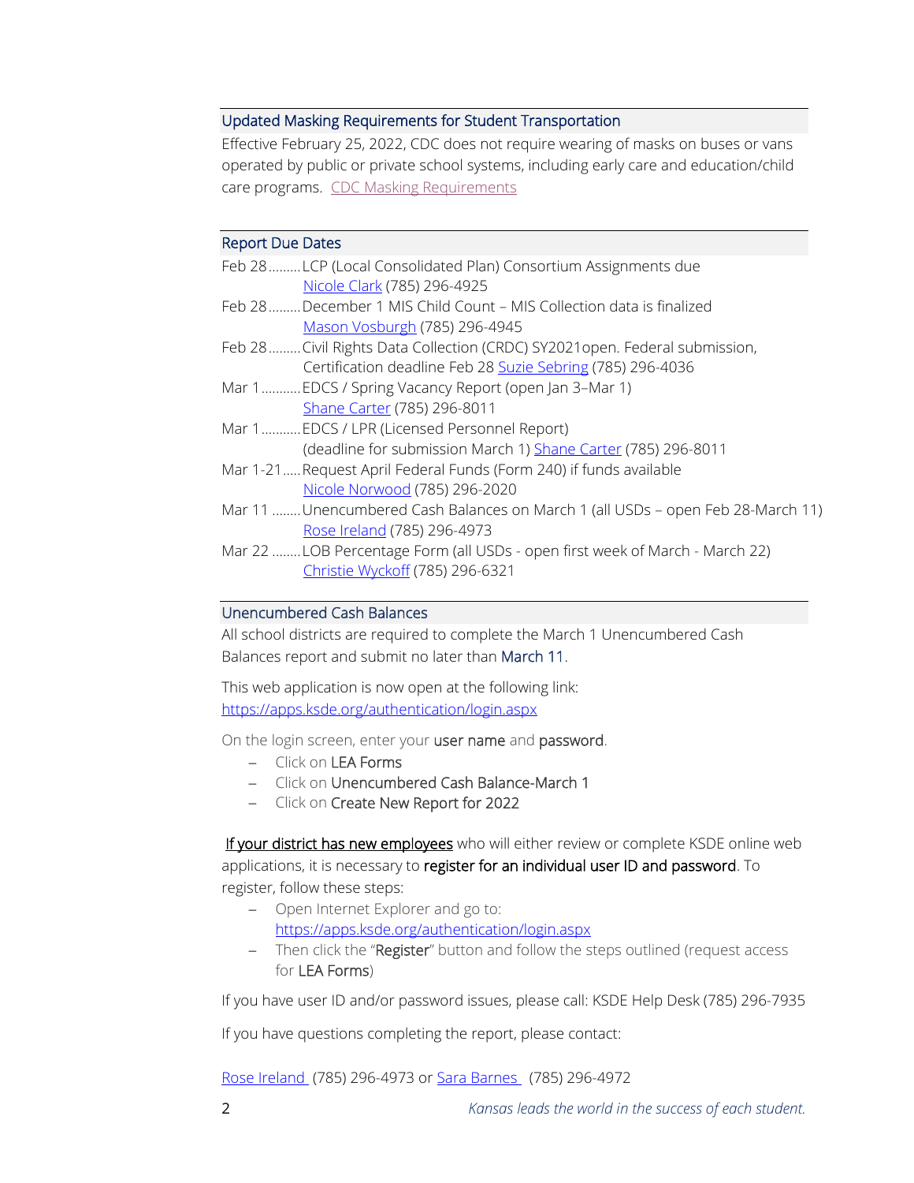## Updated Masking Requirements for Student Transportation

Effective February 25, 2022, CDC does not require wearing of masks on buses or vans operated by public or private school systems, including early care and education/child care programs. [CDC Masking Requirements]

## Report Due Dates

Feb 28 ......... LCP (Local Consolidated Plan) Consortium Assignments due
Nicole Clark (785) 296-4925

Feb 28 ......... December 1 MIS Child Count – MIS Collection data is finalized
Mason Vosburgh (785) 296-4945

Feb 28 ......... Civil Rights Data Collection (CRDC) SY2021open. Federal submission, Certification deadline Feb 28 Suzie Sebring (785) 296-4036

Mar 1 ........... EDCS / Spring Vacancy Report (open Jan 3–Mar 1)
Shane Carter (785) 296-8011

Mar 1 ........... EDCS / LPR (Licensed Personnel Report)
(deadline for submission March 1) Shane Carter (785) 296-8011

Mar 1-21 ..... Request April Federal Funds (Form 240) if funds available
Nicole Norwood (785) 296-2020

Mar 11 ........ Unencumbered Cash Balances on March 1 (all USDs – open Feb 28-March 11)
Rose Ireland (785) 296-4973

Mar 22 ........ LOB Percentage Form (all USDs - open first week of March - March 22)
Christie Wyckoff (785) 296-6321

## Unencumbered Cash Balances

All school districts are required to complete the March 1 Unencumbered Cash Balances report and submit no later than March 11.

This web application is now open at the following link:
https://apps.ksde.org/authentication/login.aspx

On the login screen, enter your **user name** and **password**.

- Click on **LEA Forms**
- Click on **Unencumbered Cash Balance-March 1**
- Click on **Create New Report for 2022**

**If your district has new employees** who will either review or complete KSDE online web applications, it is necessary to **register for an individual user ID and password**. To register, follow these steps:

- Open Internet Explorer and go to: https://apps.ksde.org/authentication/login.aspx
- Then click the "**Register**" button and follow the steps outlined (request access for **LEA Forms**)

If you have user ID and/or password issues, please call: KSDE Help Desk (785) 296-7935

If you have questions completing the report, please contact:

Rose Ireland (785) 296-4973 or Sara Barnes (785) 296-4972